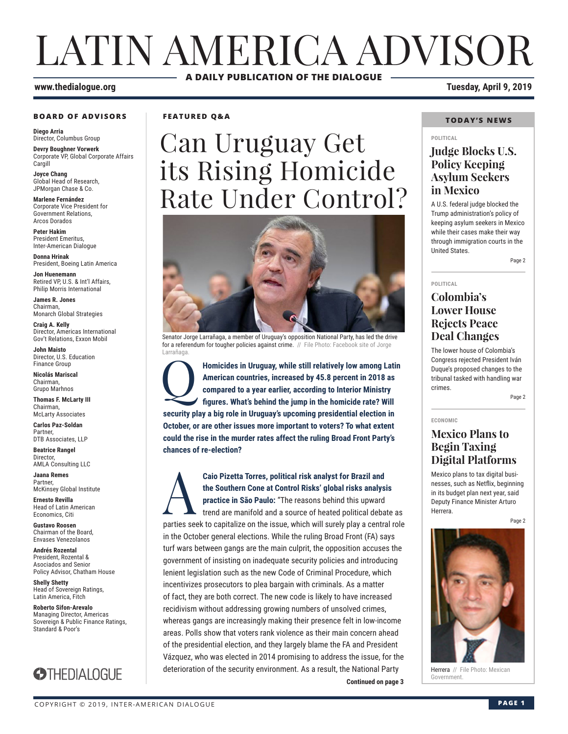# LATIN AMERICA ADVISOR

**A DAILY PUBLICATION OF THE DIALOGUE**

**www.thedialogue.org** **Tuesday, April 9, 2019**

### BOARD OF ADVISORS

**Diego Arria**
Director, Columbus Group

**Devry Boughner Vorwerk**
Corporate VP, Global Corporate Affairs Cargill

**Joyce Chang**
Global Head of Research, JPMorgan Chase & Co.

**Marlene Fernández**
Corporate Vice President for Government Relations, Arcos Dorados

**Peter Hakim**
President Emeritus, Inter-American Dialogue

**Donna Hrinak**
President, Boeing Latin America

**Jon Huenemann**
Retired VP, U.S. & Int'l Affairs, Philip Morris International

**James R. Jones**
Chairman, Monarch Global Strategies

**Craig A. Kelly**
Director, Americas International Gov't Relations, Exxon Mobil

**John Maisto**
Director, U.S. Education Finance Group

**Nicolás Mariscal**
Chairman, Grupo Marhnos

**Thomas F. McLarty III**
Chairman, McLarty Associates

**Carlos Paz-Soldan**
Partner, DTB Associates, LLP

**Beatrice Rangel**
Director, AMLA Consulting LLC

**Jaana Remes**
Partner, McKinsey Global Institute

**Ernesto Revilla**
Head of Latin American Economics, Citi

**Gustavo Roosen**
Chairman of the Board, Envases Venezolanos

**Andrés Rozental**
President, Rozental & Asociados and Senior Policy Advisor, Chatham House

**Shelly Shetty**
Head of Sovereign Ratings, Latin America, Fitch

**Roberto Sifon-Arevalo**
Managing Director, Americas Sovereign & Public Finance Ratings, Standard & Poor's

THEDIALOGUE

### FEATURED Q&A

## Can Uruguay Get its Rising Homicide Rate Under Control?

Senator Jorge Larrañaga, a member of Uruguay's opposition National Party, has led the drive for a referendum for tougher policies against crime. // File Photo: Facebook site of Jorge Larrañaga.

**Q** **Homicides in Uruguay, while still relatively low among Latin American countries, increased by 45.8 percent in 2018 as compared to a year earlier, according to Interior Ministry figures. What's behind the jump in the homicide rate? Will security play a big role in Uruguay's upcoming presidential election in October, or are other issues more important to voters? To what extent could the rise in the murder rates affect the ruling Broad Front Party's chances of re-election?**

**A** **Caio Pizetta Torres, political risk analyst for Brazil and the Southern Cone at Control Risks' global risks analysis practice in São Paulo:** "The reasons behind this upward trend are manifold and a source of heated political debate as parties seek to capitalize on the issue, which will surely play a central role in the October general elections. While the ruling Broad Front (FA) says turf wars between gangs are the main culprit, the opposition accuses the government of insisting on inadequate security policies and introducing lenient legislation such as the new Code of Criminal Procedure, which incentivizes prosecutors to plea bargain with criminals. As a matter of fact, they are both correct. The new code is likely to have increased recidivism without addressing growing numbers of unsolved crimes, whereas gangs are increasingly making their presence felt in low-income areas. Polls show that voters rank violence as their main concern ahead of the presidential election, and they largely blame the FA and President Vázquez, who was elected in 2014 promising to address the issue, for the deterioration of the security environment. As a result, the National Party

**Continued on page 3**

### TODAY'S NEWS

POLITICAL

#### Judge Blocks U.S. Policy Keeping Asylum Seekers in Mexico

A U.S. federal judge blocked the Trump administration's policy of keeping asylum seekers in Mexico while their cases make their way through immigration courts in the United States.

Page 2

POLITICAL

#### Colombia's Lower House Rejects Peace Deal Changes

The lower house of Colombia's Congress rejected President Iván Duque's proposed changes to the tribunal tasked with handling war crimes.

Page 2

ECONOMIC

#### Mexico Plans to Begin Taxing Digital Platforms

Mexico plans to tax digital businesses, such as Netflix, beginning in its budget plan next year, said Deputy Finance Minister Arturo Herrera.

Page 2

Herrera // File Photo: Mexican Government.

COPYRIGHT © 2019, INTER-AMERICAN DIALOGUE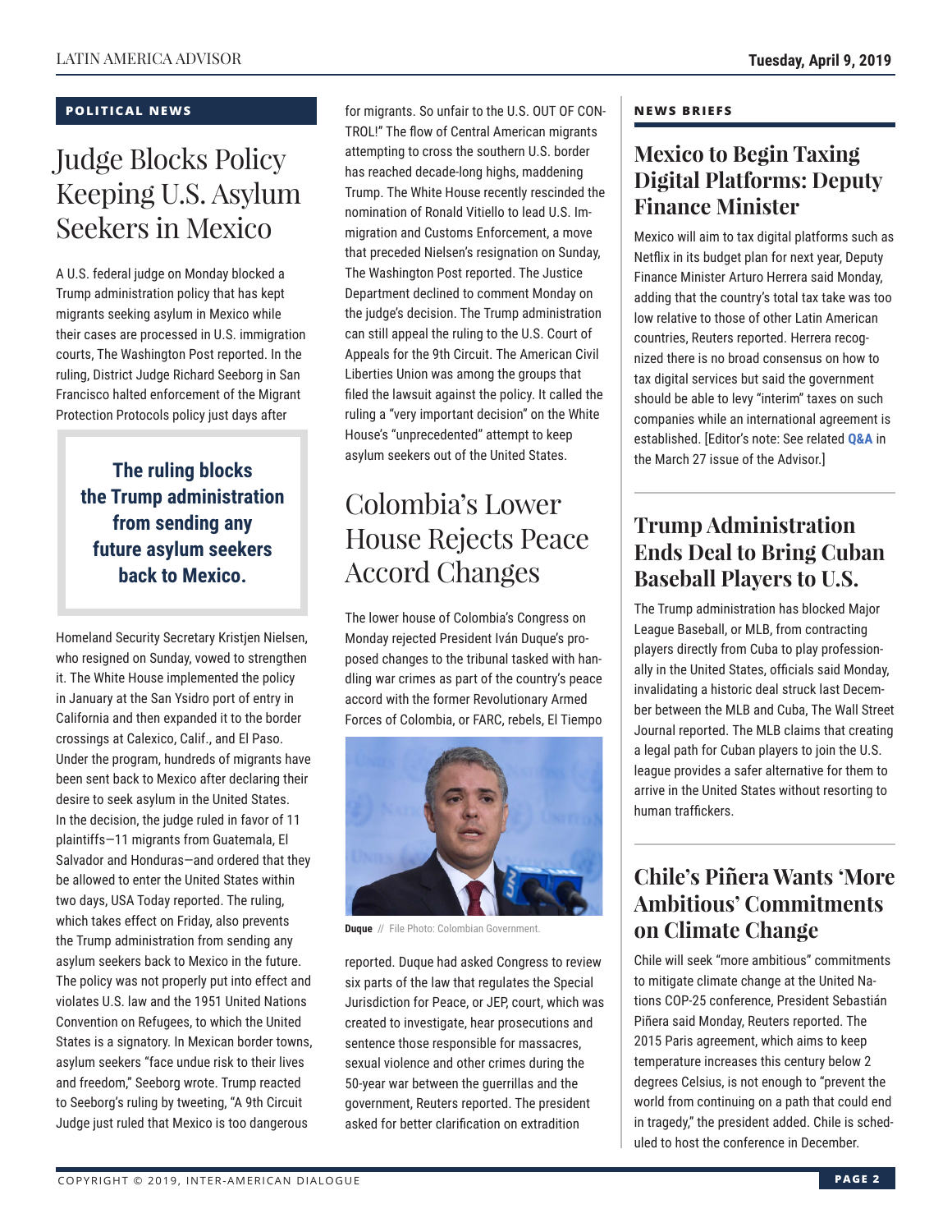## POLITICAL NEWS

# Judge Blocks Policy Keeping U.S. Asylum Seekers in Mexico

A U.S. federal judge on Monday blocked a Trump administration policy that has kept migrants seeking asylum in Mexico while their cases are processed in U.S. immigration courts, The Washington Post reported. In the ruling, District Judge Richard Seeborg in San Francisco halted enforcement of the Migrant Protection Protocols policy just days after Homeland Security Secretary Kristjen Nielsen, who resigned on Sunday, vowed to strengthen it. The White House implemented the policy in January at the San Ysidro port of entry in California and then expanded it to the border crossings at Calexico, Calif., and El Paso. Under the program, hundreds of migrants have been sent back to Mexico after declaring their desire to seek asylum in the United States. In the decision, the judge ruled in favor of 11 plaintiffs—11 migrants from Guatemala, El Salvador and Honduras—and ordered that they be allowed to enter the United States within two days, USA Today reported. The ruling, which takes effect on Friday, also prevents the Trump administration from sending any asylum seekers back to Mexico in the future. The policy was not properly put into effect and violates U.S. law and the 1951 United Nations Convention on Refugees, to which the United States is a signatory. In Mexican border towns, asylum seekers "face undue risk to their lives and freedom," Seeborg wrote. Trump reacted to Seeborg's ruling by tweeting, "A 9th Circuit Judge just ruled that Mexico is too dangerous for migrants. So unfair to the U.S. OUT OF CONTROL!" The flow of Central American migrants attempting to cross the southern U.S. border has reached decade-long highs, maddening Trump. The White House recently rescinded the nomination of Ronald Vitiello to lead U.S. Immigration and Customs Enforcement, a move that preceded Nielsen's resignation on Sunday, The Washington Post reported. The Justice Department declined to comment Monday on the judge's decision. The Trump administration can still appeal the ruling to the U.S. Court of Appeals for the 9th Circuit. The American Civil Liberties Union was among the groups that filed the lawsuit against the policy. It called the ruling a "very important decision" on the White House's "unprecedented" attempt to keep asylum seekers out of the United States.

**The ruling blocks the Trump administration from sending any future asylum seekers back to Mexico.**

# Colombia's Lower House Rejects Peace Accord Changes

The lower house of Colombia's Congress on Monday rejected President Iván Duque's proposed changes to the tribunal tasked with handling war crimes as part of the country's peace accord with the former Revolutionary Armed Forces of Colombia, or FARC, rebels, El Tiempo reported. Duque had asked Congress to review six parts of the law that regulates the Special Jurisdiction for Peace, or JEP, court, which was created to investigate, hear prosecutions and sentence those responsible for massacres, sexual violence and other crimes during the 50-year war between the guerrillas and the government, Reuters reported. The president asked for better clarification on extradition

**Duque** // File Photo: Colombian Government.

## NEWS BRIEFS

### Mexico to Begin Taxing Digital Platforms: Deputy Finance Minister

Mexico will aim to tax digital platforms such as Netflix in its budget plan for next year, Deputy Finance Minister Arturo Herrera said Monday, adding that the country's total tax take was too low relative to those of other Latin American countries, Reuters reported. Herrera recognized there is no broad consensus on how to tax digital services but said the government should be able to levy "interim" taxes on such companies while an international agreement is established. [Editor's note: See related **Q&A** in the March 27 issue of the Advisor.]

### Trump Administration Ends Deal to Bring Cuban Baseball Players to U.S.

The Trump administration has blocked Major League Baseball, or MLB, from contracting players directly from Cuba to play professionally in the United States, officials said Monday, invalidating a historic deal struck last December between the MLB and Cuba, The Wall Street Journal reported. The MLB claims that creating a legal path for Cuban players to join the U.S. league provides a safer alternative for them to arrive in the United States without resorting to human traffickers.

### Chile's Piñera Wants 'More Ambitious' Commitments on Climate Change

Chile will seek "more ambitious" commitments to mitigate climate change at the United Nations COP-25 conference, President Sebastián Piñera said Monday, Reuters reported. The 2015 Paris agreement, which aims to keep temperature increases this century below 2 degrees Celsius, is not enough to "prevent the world from continuing on a path that could end in tragedy," the president added. Chile is scheduled to host the conference in December.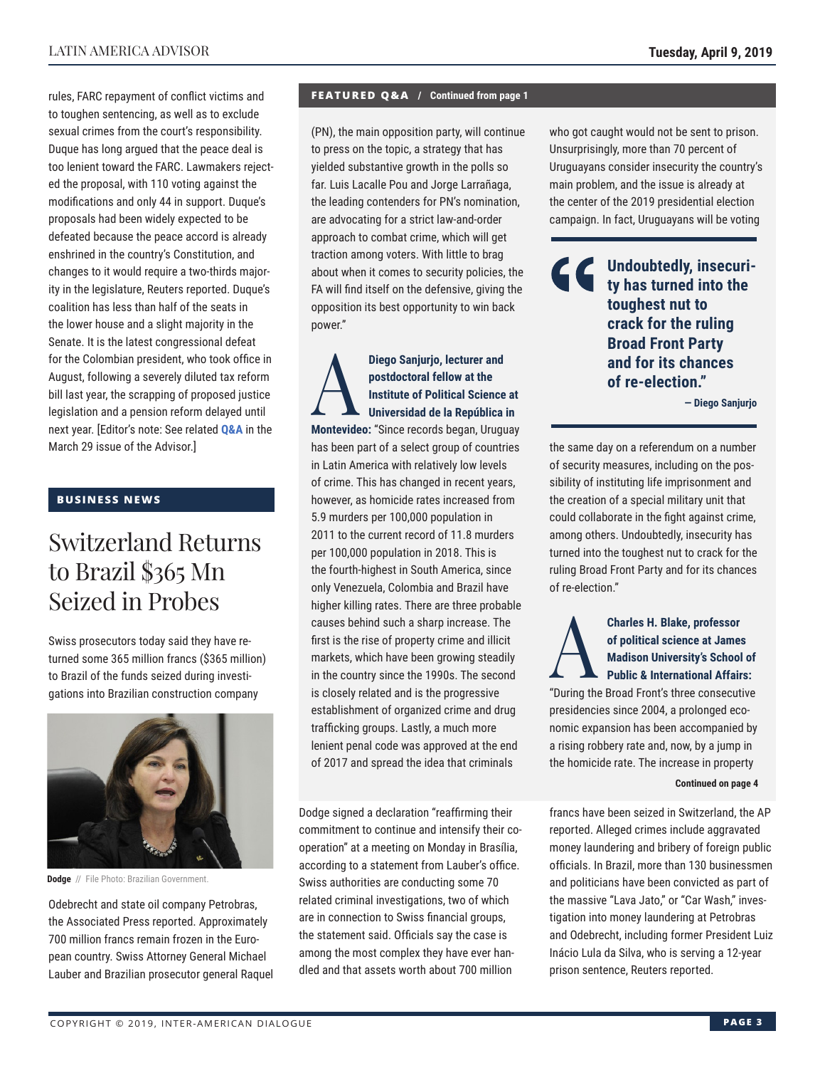rules, FARC repayment of conflict victims and to toughen sentencing, as well as to exclude sexual crimes from the court's responsibility. Duque has long argued that the peace deal is too lenient toward the FARC. Lawmakers rejected the proposal, with 110 voting against the modifications and only 44 in support. Duque's proposals had been widely expected to be defeated because the peace accord is already enshrined in the country's Constitution, and changes to it would require a two-thirds majority in the legislature, Reuters reported. Duque's coalition has less than half of the seats in the lower house and a slight majority in the Senate. It is the latest congressional defeat for the Colombian president, who took office in August, following a severely diluted tax reform bill last year, the scrapping of proposed justice legislation and a pension reform delayed until next year. [Editor's note: See related **Q&A** in the March 29 issue of the Advisor.]

## BUSINESS NEWS

# Switzerland Returns to Brazil $365 Mn Seized in Probes

Swiss prosecutors today said they have returned some 365 million francs ($365 million) to Brazil of the funds seized during investigations into Brazilian construction company Odebrecht and state oil company Petrobras, the Associated Press reported. Approximately 700 million francs remain frozen in the European country. Swiss Attorney General Michael Lauber and Brazilian prosecutor general Raquel Dodge signed a declaration "reaffirming their commitment to continue and intensify their cooperation" at a meeting on Monday in Brasília, according to a statement from Lauber's office. Swiss authorities are conducting some 70 related criminal investigations, two of which are in connection to Swiss financial groups, the statement said. Officials say the case is among the most complex they have ever handled and that assets worth about 700 million francs have been seized in Switzerland, the AP reported. Alleged crimes include aggravated money laundering and bribery of foreign public officials. In Brazil, more than 130 businessmen and politicians have been convicted as part of the massive "Lava Jato," or "Car Wash," investigation into money laundering at Petrobras and Odebrecht, including former President Luiz Inácio Lula da Silva, who is serving a 12-year prison sentence, Reuters reported.

**Dodge** // File Photo: Brazilian Government.

## FEATURED Q&A / Continued from page 1

(PN), the main opposition party, will continue to press on the topic, a strategy that has yielded substantive growth in the polls so far. Luis Lacalle Pou and Jorge Larrañaga, the leading contenders for PN's nomination, are advocating for a strict law-and-order approach to combat crime, which will get traction among voters. With little to brag about when it comes to security policies, the FA will find itself on the defensive, giving the opposition its best opportunity to win back power."

**A** **Diego Sanjurjo, lecturer and postdoctoral fellow at the Institute of Political Science at Universidad de la República in Montevideo:** "Since records began, Uruguay has been part of a select group of countries in Latin America with relatively low levels of crime. This has changed in recent years, however, as homicide rates increased from 5.9 murders per 100,000 population in 2011 to the current record of 11.8 murders per 100,000 population in 2018. This is the fourth-highest in South America, since only Venezuela, Colombia and Brazil have higher killing rates. There are three probable causes behind such a sharp increase. The first is the rise of property crime and illicit markets, which have been growing steadily in the country since the 1990s. The second is closely related and is the progressive establishment of organized crime and drug trafficking groups. Lastly, a much more lenient penal code was approved at the end of 2017 and spread the idea that criminals who got caught would not be sent to prison. Unsurprisingly, more than 70 percent of Uruguayans consider insecurity the country's main problem, and the issue is already at the center of the 2019 presidential election campaign. In fact, Uruguayans will be voting the same day on a referendum on a number of security measures, including on the possibility of instituting life imprisonment and the creation of a special military unit that could collaborate in the fight against crime, among others. Undoubtedly, insecurity has turned into the toughest nut to crack for the ruling Broad Front Party and for its chances of re-election."

> **"Undoubtedly, insecurity has turned into the toughest nut to crack for the ruling Broad Front Party and for its chances of re-election."**
>
> **— Diego Sanjurjo**

**A** **Charles H. Blake, professor of political science at James Madison University's School of Public & International Affairs:** "During the Broad Front's three consecutive presidencies since 2004, a prolonged economic expansion has been accompanied by a rising robbery rate and, now, by a jump in the homicide rate. The increase in property

**Continued on page 4**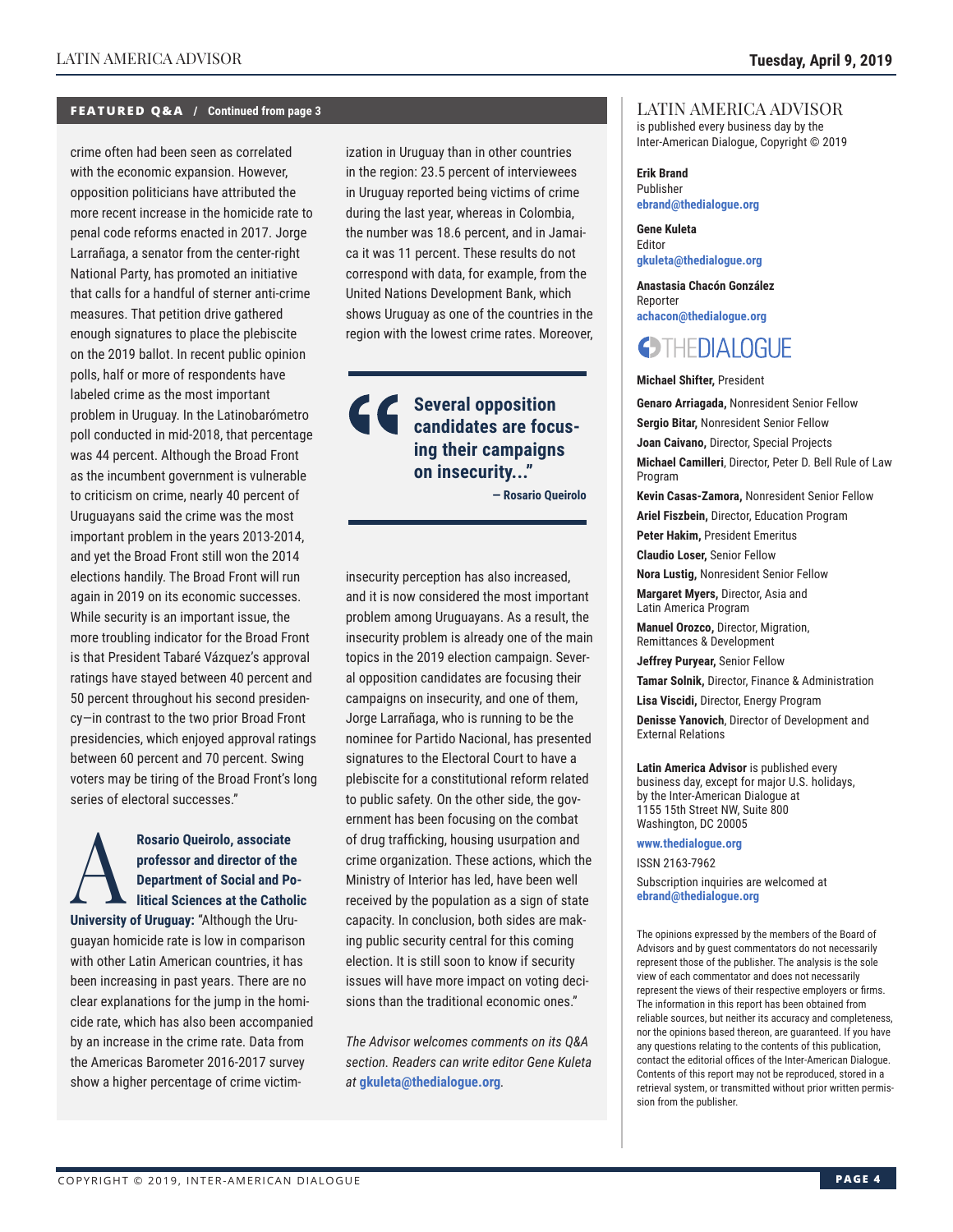**FEATURED Q&A / Continued from page 3**

crime often had been seen as correlated with the economic expansion. However, opposition politicians have attributed the more recent increase in the homicide rate to penal code reforms enacted in 2017. Jorge Larrañaga, a senator from the center-right National Party, has promoted an initiative that calls for a handful of sterner anti-crime measures. That petition drive gathered enough signatures to place the plebiscite on the 2019 ballot. In recent public opinion polls, half or more of respondents have labeled crime as the most important problem in Uruguay. In the Latinobarómetro poll conducted in mid-2018, that percentage was 44 percent. Although the Broad Front as the incumbent government is vulnerable to criticism on crime, nearly 40 percent of Uruguayans said the crime was the most important problem in the years 2013-2014, and yet the Broad Front still won the 2014 elections handily. The Broad Front will run again in 2019 on its economic successes. While security is an important issue, the more troubling indicator for the Broad Front is that President Tabaré Vázquez's approval ratings have stayed between 40 percent and 50 percent throughout his second presidency—in contrast to the two prior Broad Front presidencies, which enjoyed approval ratings between 60 percent and 70 percent. Swing voters may be tiring of the Broad Front's long series of electoral successes."

**A** **Rosario Queirolo, associate professor and director of the Department of Social and Political Sciences at the Catholic University of Uruguay:** "Although the Uruguayan homicide rate is low in comparison with other Latin American countries, it has been increasing in past years. There are no clear explanations for the jump in the homicide rate, which has also been accompanied by an increase in the crime rate. Data from the Americas Barometer 2016-2017 survey show a higher percentage of crime victimization in Uruguay than in other countries in the region: 23.5 percent of interviewees in Uruguay reported being victims of crime during the last year, whereas in Colombia, the number was 18.6 percent, and in Jamaica it was 11 percent. These results do not correspond with data, for example, from the United Nations Development Bank, which shows Uruguay as one of the countries in the region with the lowest crime rates. Moreover, insecurity perception has also increased, and it is now considered the most important problem among Uruguayans. As a result, the insecurity problem is already one of the main topics in the 2019 election campaign. Several opposition candidates are focusing their campaigns on insecurity, and one of them, Jorge Larrañaga, who is running to be the nominee for Partido Nacional, has presented signatures to the Electoral Court to have a plebiscite for a constitutional reform related to public safety. On the other side, the government has been focusing on the combat of drug trafficking, housing usurpation and crime organization. These actions, which the Ministry of Interior has led, have been well received by the population as a sign of state capacity. In conclusion, both sides are making public security central for this coming election. It is still soon to know if security issues will have more impact on voting decisions than the traditional economic ones."

> **"Several opposition candidates are focusing their campaigns on insecurity..."**
> **— Rosario Queirolo**

*The Advisor welcomes comments on its Q&A section. Readers can write editor Gene Kuleta at* ***gkuleta@thedialogue.org****.*

---

LATIN AMERICA ADVISOR
is published every business day by the Inter-American Dialogue, Copyright © 2019

**Erik Brand**
Publisher
**ebrand@thedialogue.org**

**Gene Kuleta**
Editor
**gkuleta@thedialogue.org**

**Anastasia Chacón González**
Reporter
**achacon@thedialogue.org**

THEDIALOGUE

**Michael Shifter,** President
**Genaro Arriagada,** Nonresident Senior Fellow
**Sergio Bitar,** Nonresident Senior Fellow
**Joan Caivano,** Director, Special Projects
**Michael Camilleri**, Director, Peter D. Bell Rule of Law Program
**Kevin Casas-Zamora,** Nonresident Senior Fellow
**Ariel Fiszbein,** Director, Education Program
**Peter Hakim,** President Emeritus
**Claudio Loser,** Senior Fellow
**Nora Lustig,** Nonresident Senior Fellow
**Margaret Myers,** Director, Asia and Latin America Program
**Manuel Orozco,** Director, Migration, Remittances & Development
**Jeffrey Puryear,** Senior Fellow
**Tamar Solnik,** Director, Finance & Administration
**Lisa Viscidi,** Director, Energy Program
**Denisse Yanovich**, Director of Development and External Relations

**Latin America Advisor** is published every business day, except for major U.S. holidays, by the Inter-American Dialogue at
1155 15th Street NW, Suite 800
Washington, DC 20005

**www.thedialogue.org**

ISSN 2163-7962

Subscription inquiries are welcomed at
**ebrand@thedialogue.org**

The opinions expressed by the members of the Board of Advisors and by guest commentators do not necessarily represent those of the publisher. The analysis is the sole view of each commentator and does not necessarily represent the views of their respective employers or firms. The information in this report has been obtained from reliable sources, but neither its accuracy and completeness, nor the opinions based thereon, are guaranteed. If you have any questions relating to the contents of this publication, contact the editorial offices of the Inter-American Dialogue. Contents of this report may not be reproduced, stored in a retrieval system, or transmitted without prior written permission from the publisher.